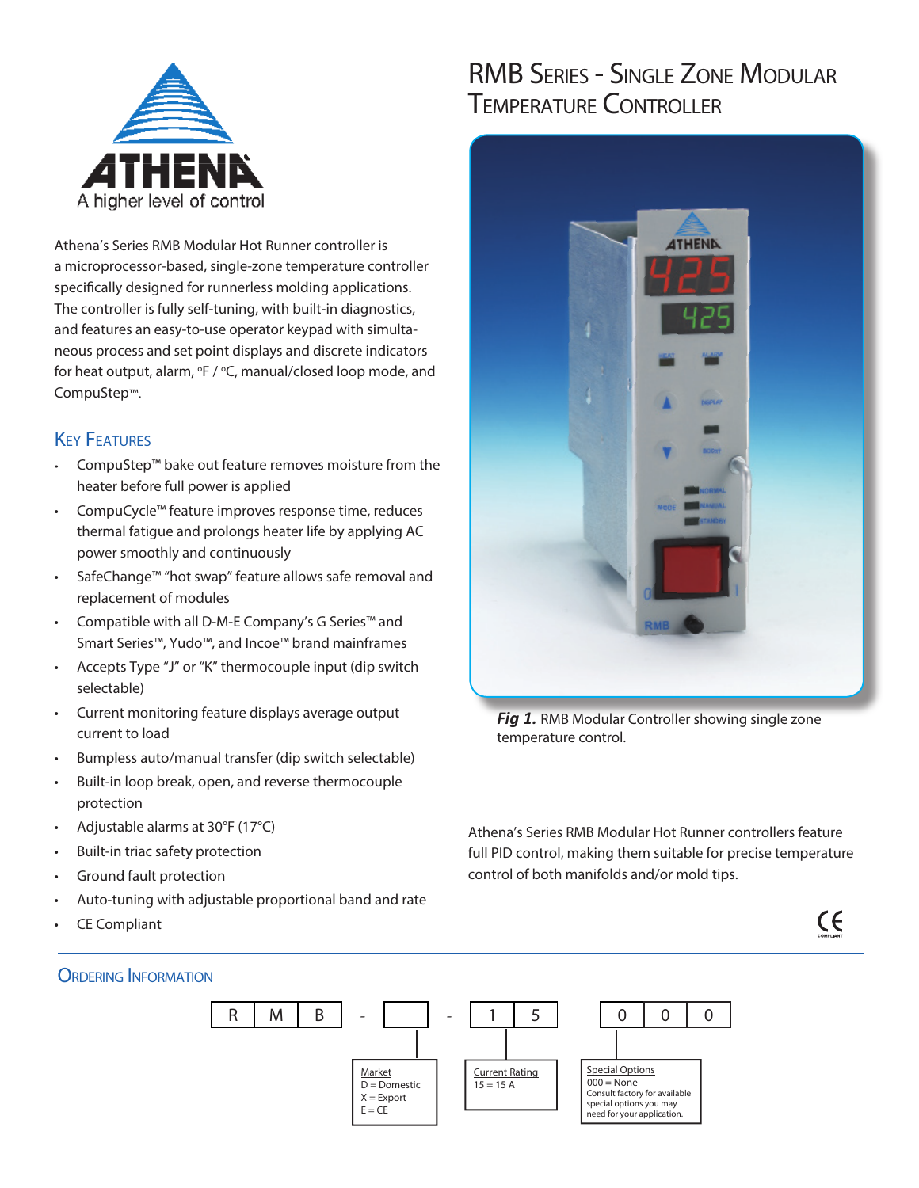# RMB Series - Single Zone Modular Temperature Controller

Athena's Series RMB Modular Hot Runner controller is a microprocessor-based, single-zone temperature controller specifically designed for runnerless molding applications. The controller is fully self-tuning, with built-in diagnostics, and features an easy-to-use operator keypad with simultaneous process and set point displays and discrete indicators for heat output, alarm, °F / °C, manual/closed loop mode, and CompuStep™.

## Key Features

- CompuStep™ bake out feature removes moisture from the heater before full power is applied
- CompuCycle™ feature improves response time, reduces thermal fatigue and prolongs heater life by applying AC power smoothly and continuously
- SafeChange™ "hot swap" feature allows safe removal and replacement of modules
- Compatible with all D-M-E Company's G Series™ and Smart Series™, Yudo™, and Incoe™ brand mainframes
- Accepts Type "J" or "K" thermocouple input (dip switch selectable)
- Current monitoring feature displays average output current to load
- Bumpless auto/manual transfer (dip switch selectable)
- Built-in loop break, open, and reverse thermocouple protection
- Adjustable alarms at 30°F (17°C)
- Built-in triac safety protection
- Ground fault protection
- Auto-tuning with adjustable proportional band and rate
- CE Compliant

***Fig 1.*** RMB Modular Controller showing single zone temperature control.

Athena's Series RMB Modular Hot Runner controllers feature full PID control, making them suitable for precise temperature control of both manifolds and/or mold tips.

## Ordering Information

R M B - [ ] - 1 5 0 0 0

| Market | Current Rating | Special Options |
| --- | --- | --- |
| D = Domestic<br>X = Export<br>E = CE | 15 = 15 A | 000 = None<br>Consult factory for available special options you may need for your application. |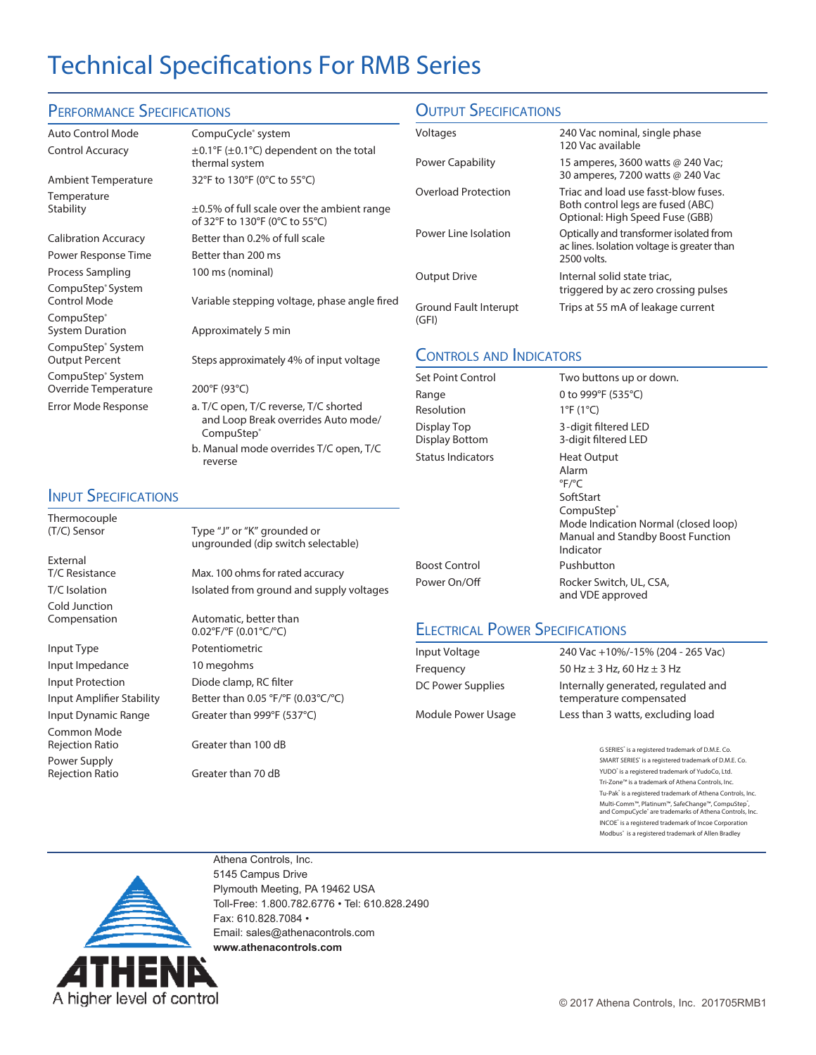# Technical Specifications For RMB Series

## Performance Specifications

| | |
|---|---|
| Auto Control Mode | CompuCycle® system |
| Control Accuracy | ±0.1°F (±0.1°C) dependent on the total thermal system |
| Ambient Temperature | 32°F to 130°F (0°C to 55°C) |
| Temperature Stability | ±0.5% of full scale over the ambient range of 32°F to 130°F (0°C to 55°C) |
| Calibration Accuracy | Better than 0.2% of full scale |
| Power Response Time | Better than 200 ms |
| Process Sampling | 100 ms (nominal) |
| CompuStep® System Control Mode | Variable stepping voltage, phase angle fired |
| CompuStep® System Duration | Approximately 5 min |
| CompuStep® System Output Percent | Steps approximately 4% of input voltage |
| CompuStep® System Override Temperature | 200°F (93°C) |
| Error Mode Response | a. T/C open, T/C reverse, T/C shorted and Loop Break overrides Auto mode/ CompuStep® b. Manual mode overrides T/C open, T/C reverse |

## Input Specifications

| | |
|---|---|
| Thermocouple (T/C) Sensor | Type "J" or "K" grounded or ungrounded (dip switch selectable) |
| External T/C Resistance | Max. 100 ohms for rated accuracy |
| T/C Isolation | Isolated from ground and supply voltages |
| Cold Junction Compensation | Automatic, better than 0.02°F/°F (0.01°C/°C) |
| Input Type | Potentiometric |
| Input Impedance | 10 megohms |
| Input Protection | Diode clamp, RC filter |
| Input Amplifier Stability | Better than 0.05 °F/°F (0.03°C/°C) |
| Input Dynamic Range | Greater than 999°F (537°C) |
| Common Mode Rejection Ratio | Greater than 100 dB |
| Power Supply Rejection Ratio | Greater than 70 dB |

## Output Specifications

| | |
|---|---|
| Voltages | 240 Vac nominal, single phase 120 Vac available |
| Power Capability | 15 amperes, 3600 watts @ 240 Vac; 30 amperes, 7200 watts @ 240 Vac |
| Overload Protection | Triac and load use fasst-blow fuses. Both control legs are fused (ABC) Optional: High Speed Fuse (GBB) |
| Power Line Isolation | Optically and transformer isolated from ac lines. Isolation voltage is greater than 2500 volts. |
| Output Drive | Internal solid state triac, triggered by ac zero crossing pulses |
| Ground Fault Interupt (GFI) | Trips at 55 mA of leakage current |

## Controls and Indicators

| | |
|---|---|
| Set Point Control | Two buttons up or down. |
| Range | 0 to 999°F (535°C) |
| Resolution | 1°F (1°C) |
| Display Top | 3-digit filtered LED |
| Display Bottom | 3-digit filtered LED |
| Status Indicators | Heat Output<br>Alarm<br>°F/°C<br>SoftStart<br>CompuStep®<br>Mode Indication Normal (closed loop)<br>Manual and Standby Boost Function Indicator |
| Boost Control | Pushbutton |
| Power On/Off | Rocker Switch, UL, CSA, and VDE approved |

## Electrical Power Specifications

| | |
|---|---|
| Input Voltage | 240 Vac +10%/-15% (204 - 265 Vac) |
| Frequency | 50 Hz ± 3 Hz, 60 Hz ± 3 Hz |
| DC Power Supplies | Internally generated, regulated and temperature compensated |
| Module Power Usage | Less than 3 watts, excluding load |

G SERIES® is a registered trademark of D.M.E. Co.
SMART SERIES® is a registered trademark of D.M.E. Co.
YUDO® is a registered trademark of YudoCo, Ltd.
Tri-Zone™ is a trademark of Athena Controls, Inc.
Tu-Pak® is a registered trademark of Athena Controls, Inc.
Multi-Comm™, Platinum™, SafeChange™, CompuStep®, and CompuCycle® are trademarks of Athena Controls, Inc.
INCOE® is a registered trademark of Incoe Corporation
Modbus® is a registered trademark of Allen Bradley

Athena Controls, Inc.
5145 Campus Drive
Plymouth Meeting, PA 19462 USA
Toll-Free: 1.800.782.6776 • Tel: 610.828.2490
Fax: 610.828.7084 •
Email: sales@athenacontrols.com
**www.athenacontrols.com**

ATHENA
A higher level of control

© 2017 Athena Controls, Inc. 201705RMB1